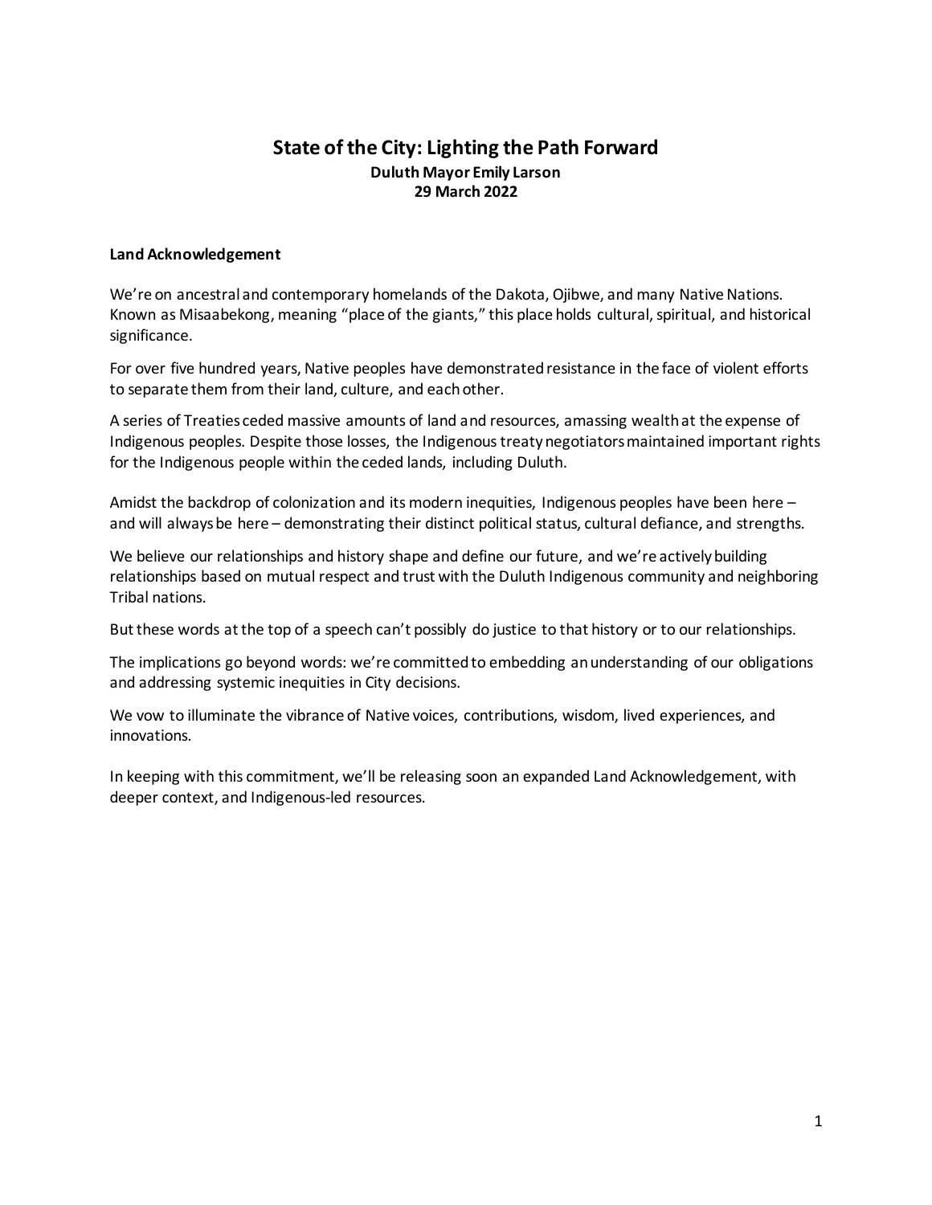# State of the City: Lighting the Path Forward

**Duluth Mayor Emily Larson**
**29 March 2022**

**Land Acknowledgement**

We're on ancestral and contemporary homelands of the Dakota, Ojibwe, and many Native Nations. Known as Misaabekong, meaning "place of the giants," this place holds cultural, spiritual, and historical significance.

For over five hundred years, Native peoples have demonstrated resistance in the face of violent efforts to separate them from their land, culture, and each other.

A series of Treaties ceded massive amounts of land and resources, amassing wealth at the expense of Indigenous peoples. Despite those losses, the Indigenous treaty negotiators maintained important rights for the Indigenous people within the ceded lands, including Duluth.

Amidst the backdrop of colonization and its modern inequities, Indigenous peoples have been here – and will always be here – demonstrating their distinct political status, cultural defiance, and strengths.

We believe our relationships and history shape and define our future, and we're actively building relationships based on mutual respect and trust with the Duluth Indigenous community and neighboring Tribal nations.

But these words at the top of a speech can't possibly do justice to that history or to our relationships.

The implications go beyond words: we're committed to embedding an understanding of our obligations and addressing systemic inequities in City decisions.

We vow to illuminate the vibrance of Native voices, contributions, wisdom, lived experiences, and innovations.

In keeping with this commitment, we'll be releasing soon an expanded Land Acknowledgement, with deeper context, and Indigenous-led resources.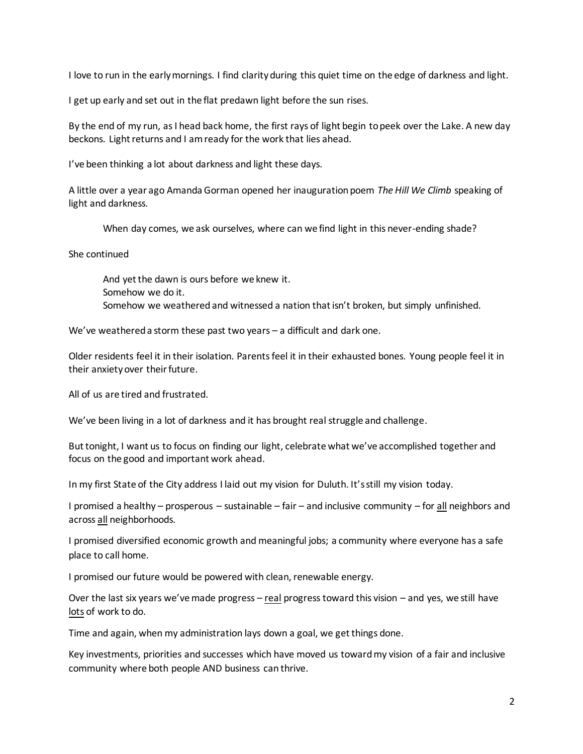I love to run in the early mornings. I find clarity during this quiet time on the edge of darkness and light.

I get up early and set out in the flat predawn light before the sun rises.

By the end of my run, as I head back home, the first rays of light begin to peek over the Lake. A new day beckons. Light returns and I am ready for the work that lies ahead.

I've been thinking a lot about darkness and light these days.

A little over a year ago Amanda Gorman opened her inauguration poem *The Hill We Climb* speaking of light and darkness.

> When day comes, we ask ourselves, where can we find light in this never-ending shade?

She continued

> And yet the dawn is ours before we knew it.
> Somehow we do it.
> Somehow we weathered and witnessed a nation that isn't broken, but simply unfinished.

We've weathered a storm these past two years – a difficult and dark one.

Older residents feel it in their isolation. Parents feel it in their exhausted bones. Young people feel it in their anxiety over their future.

All of us are tired and frustrated.

We've been living in a lot of darkness and it has brought real struggle and challenge.

But tonight, I want us to focus on finding our light, celebrate what we've accomplished together and focus on the good and important work ahead.

In my first State of the City address I laid out my vision for Duluth. It's still my vision today.

I promised a healthy – prosperous – sustainable – fair – and inclusive community – for <u>all</u> neighbors and across <u>all</u> neighborhoods.

I promised diversified economic growth and meaningful jobs; a community where everyone has a safe place to call home.

I promised our future would be powered with clean, renewable energy.

Over the last six years we've made progress – <u>real</u> progress toward this vision – and yes, we still have <u>lots</u> of work to do.

Time and again, when my administration lays down a goal, we get things done.

Key investments, priorities and successes which have moved us toward my vision of a fair and inclusive community where both people AND business can thrive.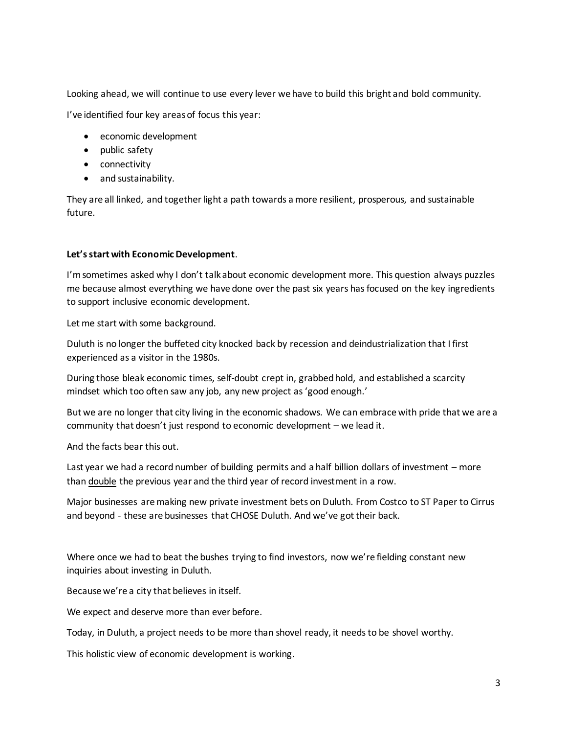Looking ahead, we will continue to use every lever we have to build this bright and bold community.

I've identified four key areas of focus this year:

- economic development
- public safety
- connectivity
- and sustainability.

They are all linked, and together light a path towards a more resilient, prosperous, and sustainable future.

**Let's start with Economic Development**.

I'm sometimes asked why I don't talk about economic development more. This question always puzzles me because almost everything we have done over the past six years has focused on the key ingredients to support inclusive economic development.

Let me start with some background.

Duluth is no longer the buffeted city knocked back by recession and deindustrialization that I first experienced as a visitor in the 1980s.

During those bleak economic times, self-doubt crept in, grabbed hold, and established a scarcity mindset which too often saw any job, any new project as 'good enough.'

But we are no longer that city living in the economic shadows. We can embrace with pride that we are a community that doesn't just respond to economic development – we lead it.

And the facts bear this out.

Last year we had a record number of building permits and a half billion dollars of investment – more than <u>double</u> the previous year and the third year of record investment in a row.

Major businesses are making new private investment bets on Duluth. From Costco to ST Paper to Cirrus and beyond - these are businesses that CHOSE Duluth. And we've got their back.

Where once we had to beat the bushes trying to find investors, now we're fielding constant new inquiries about investing in Duluth.

Because we're a city that believes in itself.

We expect and deserve more than ever before.

Today, in Duluth, a project needs to be more than shovel ready, it needs to be shovel worthy.

This holistic view of economic development is working.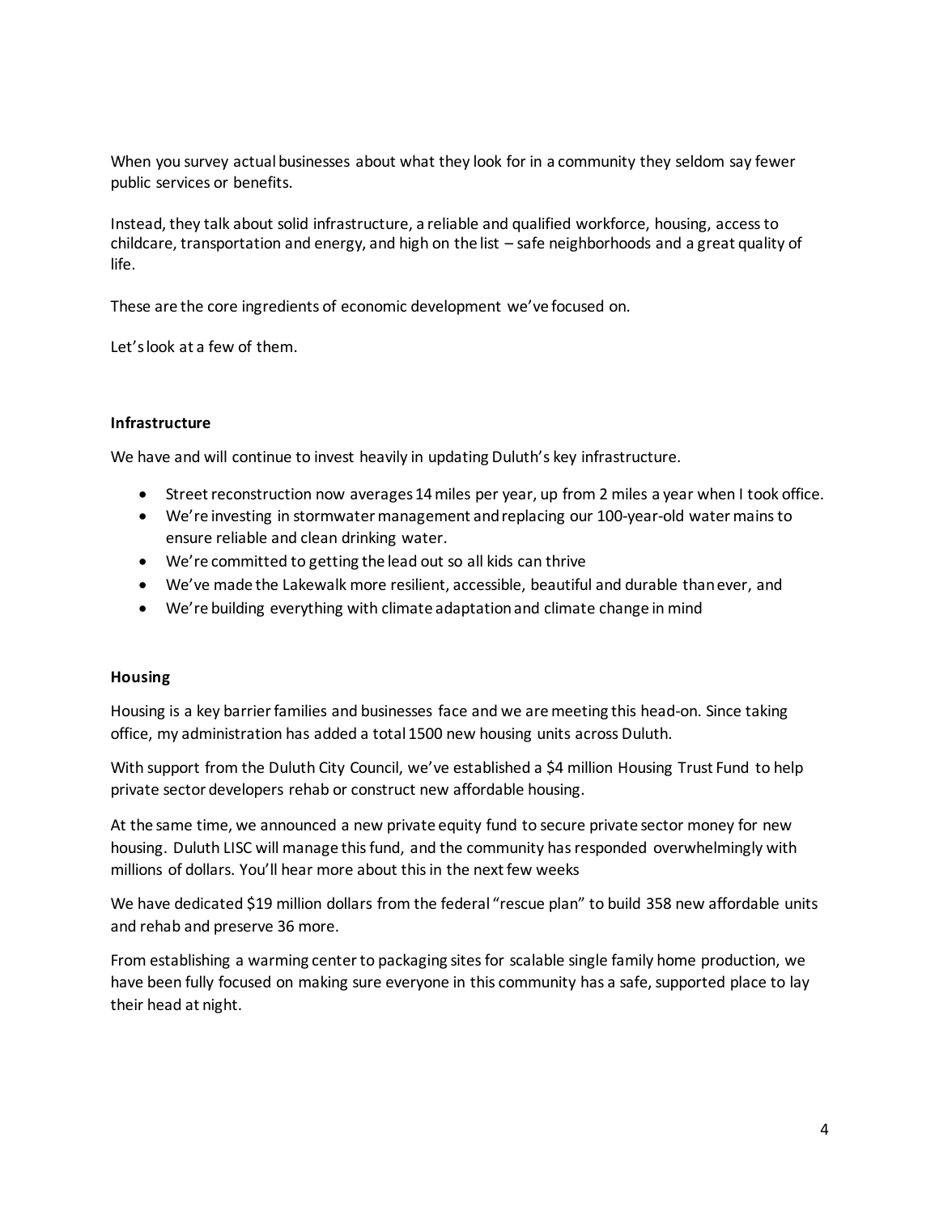When you survey actual businesses about what they look for in a community they seldom say fewer public services or benefits.

Instead, they talk about solid infrastructure, a reliable and qualified workforce, housing, access to childcare, transportation and energy, and high on the list – safe neighborhoods and a great quality of life.

These are the core ingredients of economic development we've focused on.

Let's look at a few of them.

**Infrastructure**

We have and will continue to invest heavily in updating Duluth's key infrastructure.

- Street reconstruction now averages 14 miles per year, up from 2 miles a year when I took office.
- We're investing in stormwater management and replacing our 100-year-old water mains to ensure reliable and clean drinking water.
- We're committed to getting the lead out so all kids can thrive
- We've made the Lakewalk more resilient, accessible, beautiful and durable than ever, and
- We're building everything with climate adaptation and climate change in mind

**Housing**

Housing is a key barrier families and businesses face and we are meeting this head-on. Since taking office, my administration has added a total 1500 new housing units across Duluth.

With support from the Duluth City Council, we've established a $4 million Housing Trust Fund to help private sector developers rehab or construct new affordable housing.

At the same time, we announced a new private equity fund to secure private sector money for new housing. Duluth LISC will manage this fund, and the community has responded overwhelmingly with millions of dollars. You'll hear more about this in the next few weeks

We have dedicated $19 million dollars from the federal "rescue plan" to build 358 new affordable units and rehab and preserve 36 more.

From establishing a warming center to packaging sites for scalable single family home production, we have been fully focused on making sure everyone in this community has a safe, supported place to lay their head at night.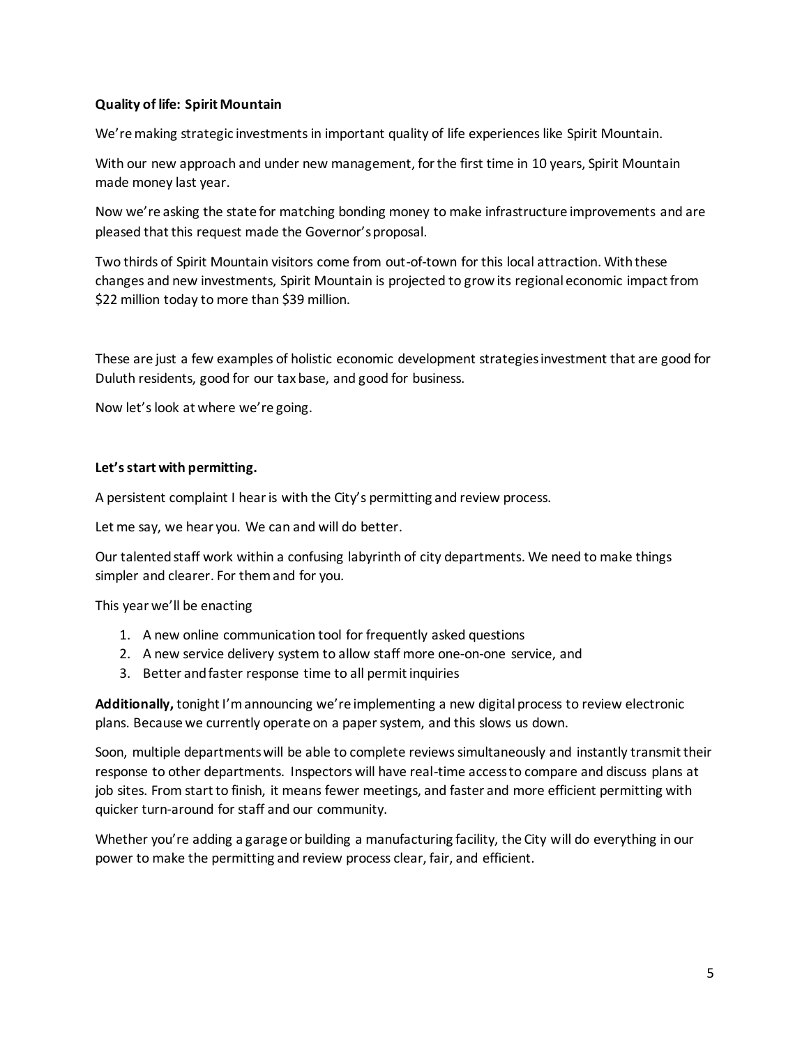**Quality of life: Spirit Mountain**

We're making strategic investments in important quality of life experiences like Spirit Mountain.

With our new approach and under new management, for the first time in 10 years, Spirit Mountain made money last year.

Now we're asking the state for matching bonding money to make infrastructure improvements and are pleased that this request made the Governor's proposal.

Two thirds of Spirit Mountain visitors come from out-of-town for this local attraction. With these changes and new investments, Spirit Mountain is projected to grow its regional economic impact from \$22 million today to more than \$39 million.

These are just a few examples of holistic economic development strategies investment that are good for Duluth residents, good for our tax base, and good for business.

Now let's look at where we're going.

**Let's start with permitting.**

A persistent complaint I hear is with the City's permitting and review process.

Let me say, we hear you. We can and will do better.

Our talented staff work within a confusing labyrinth of city departments. We need to make things simpler and clearer. For them and for you.

This year we'll be enacting

1. A new online communication tool for frequently asked questions
2. A new service delivery system to allow staff more one-on-one service, and
3. Better and faster response time to all permit inquiries

**Additionally,** tonight I'm announcing we're implementing a new digital process to review electronic plans. Because we currently operate on a paper system, and this slows us down.

Soon, multiple departments will be able to complete reviews simultaneously and instantly transmit their response to other departments. Inspectors will have real-time access to compare and discuss plans at job sites. From start to finish, it means fewer meetings, and faster and more efficient permitting with quicker turn-around for staff and our community.

Whether you're adding a garage or building a manufacturing facility, the City will do everything in our power to make the permitting and review process clear, fair, and efficient.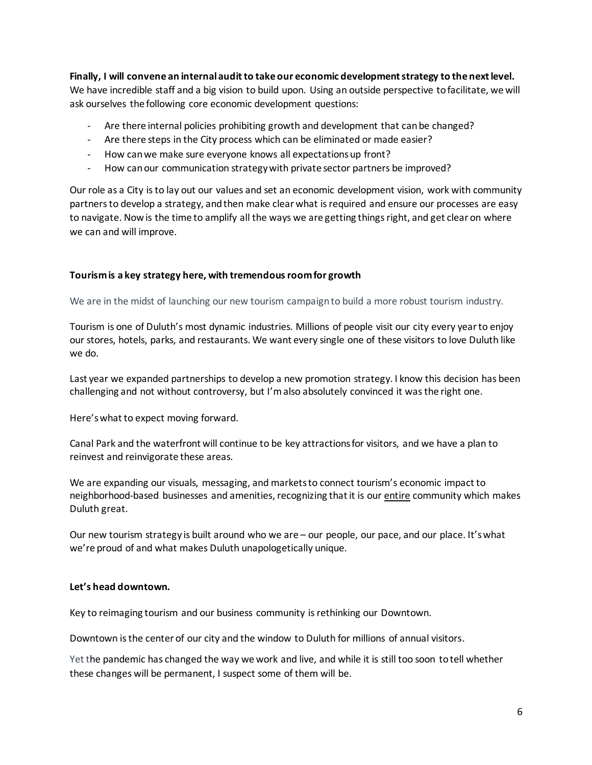**Finally, I will convene an internal audit to take our economic development strategy to the next level.** We have incredible staff and a big vision to build upon. Using an outside perspective to facilitate, we will ask ourselves the following core economic development questions:

- Are there internal policies prohibiting growth and development that can be changed?
- Are there steps in the City process which can be eliminated or made easier?
- How can we make sure everyone knows all expectations up front?
- How can our communication strategy with private sector partners be improved?

Our role as a City is to lay out our values and set an economic development vision, work with community partners to develop a strategy, and then make clear what is required and ensure our processes are easy to navigate. Now is the time to amplify all the ways we are getting things right, and get clear on where we can and will improve.

**Tourism is a key strategy here, with tremendous room for growth**

We are in the midst of launching our new tourism campaign to build a more robust tourism industry.

Tourism is one of Duluth's most dynamic industries. Millions of people visit our city every year to enjoy our stores, hotels, parks, and restaurants. We want every single one of these visitors to love Duluth like we do.

Last year we expanded partnerships to develop a new promotion strategy. I know this decision has been challenging and not without controversy, but I'm also absolutely convinced it was the right one.

Here's what to expect moving forward.

Canal Park and the waterfront will continue to be key attractions for visitors, and we have a plan to reinvest and reinvigorate these areas.

We are expanding our visuals, messaging, and markets to connect tourism's economic impact to neighborhood-based businesses and amenities, recognizing that it is our entire community which makes Duluth great.

Our new tourism strategy is built around who we are – our people, our pace, and our place. It's what we're proud of and what makes Duluth unapologetically unique.

**Let's head downtown.**

Key to reimaging tourism and our business community is rethinking our Downtown.

Downtown is the center of our city and the window to Duluth for millions of annual visitors.

Yet the pandemic has changed the way we work and live, and while it is still too soon to tell whether these changes will be permanent, I suspect some of them will be.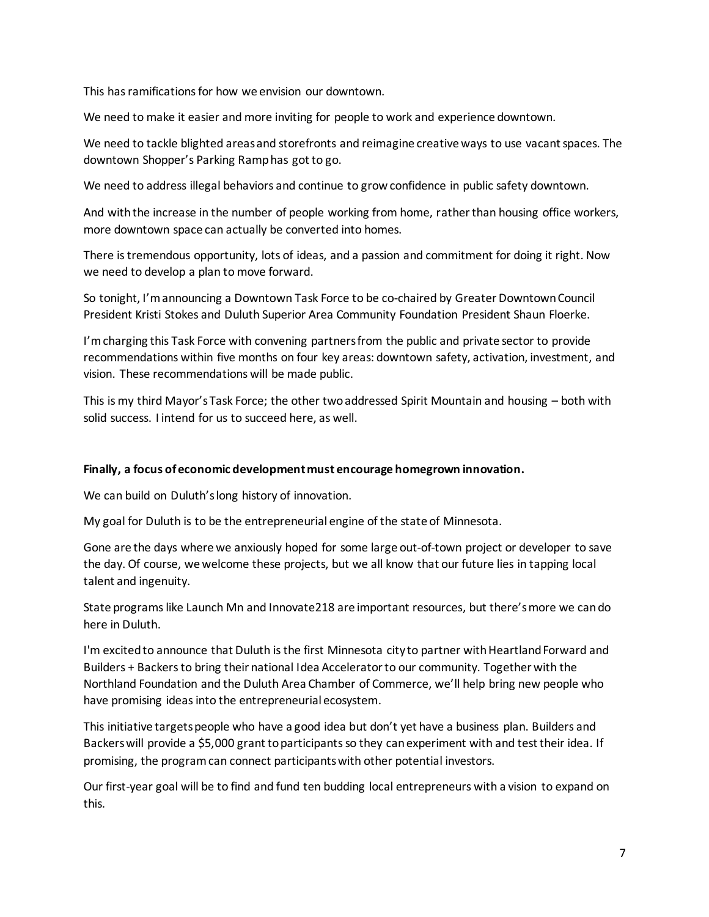This has ramifications for how we envision our downtown.

We need to make it easier and more inviting for people to work and experience downtown.

We need to tackle blighted areas and storefronts and reimagine creative ways to use vacant spaces. The downtown Shopper's Parking Ramp has got to go.

We need to address illegal behaviors and continue to grow confidence in public safety downtown.

And with the increase in the number of people working from home, rather than housing office workers, more downtown space can actually be converted into homes.

There is tremendous opportunity, lots of ideas, and a passion and commitment for doing it right. Now we need to develop a plan to move forward.

So tonight, I'm announcing a Downtown Task Force to be co-chaired by Greater Downtown Council President Kristi Stokes and Duluth Superior Area Community Foundation President Shaun Floerke.

I'm charging this Task Force with convening partners from the public and private sector to provide recommendations within five months on four key areas: downtown safety, activation, investment, and vision. These recommendations will be made public.

This is my third Mayor's Task Force; the other two addressed Spirit Mountain and housing – both with solid success. I intend for us to succeed here, as well.

**Finally, a focus of economic development must encourage homegrown innovation.**

We can build on Duluth's long history of innovation.

My goal for Duluth is to be the entrepreneurial engine of the state of Minnesota.

Gone are the days where we anxiously hoped for some large out-of-town project or developer to save the day. Of course, we welcome these projects, but we all know that our future lies in tapping local talent and ingenuity.

State programs like Launch Mn and Innovate218 are important resources, but there's more we can do here in Duluth.

I'm excited to announce that Duluth is the first Minnesota city to partner with Heartland Forward and Builders + Backers to bring their national Idea Accelerator to our community. Together with the Northland Foundation and the Duluth Area Chamber of Commerce, we'll help bring new people who have promising ideas into the entrepreneurial ecosystem.

This initiative targets people who have a good idea but don't yet have a business plan. Builders and Backers will provide a $5,000 grant to participants so they can experiment with and test their idea. If promising, the program can connect participants with other potential investors.

Our first-year goal will be to find and fund ten budding local entrepreneurs with a vision to expand on this.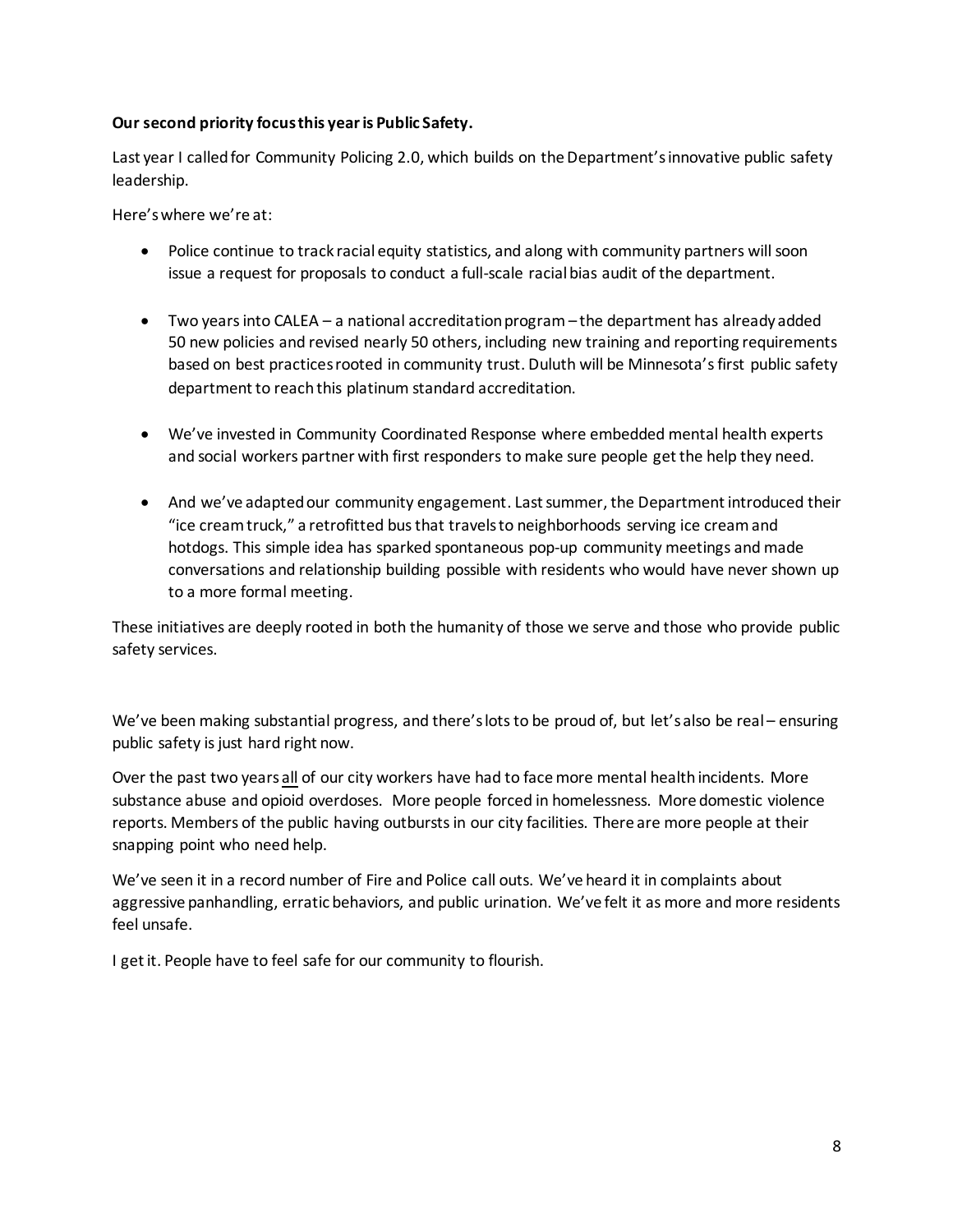**Our second priority focus this year is Public Safety.**

Last year I called for Community Policing 2.0, which builds on the Department's innovative public safety leadership.

Here's where we're at:

- Police continue to track racial equity statistics, and along with community partners will soon issue a request for proposals to conduct a full-scale racial bias audit of the department.

- Two years into CALEA – a national accreditation program – the department has already added 50 new policies and revised nearly 50 others, including new training and reporting requirements based on best practices rooted in community trust. Duluth will be Minnesota's first public safety department to reach this platinum standard accreditation.

- We've invested in Community Coordinated Response where embedded mental health experts and social workers partner with first responders to make sure people get the help they need.

- And we've adapted our community engagement. Last summer, the Department introduced their "ice cream truck," a retrofitted bus that travels to neighborhoods serving ice cream and hotdogs. This simple idea has sparked spontaneous pop-up community meetings and made conversations and relationship building possible with residents who would have never shown up to a more formal meeting.

These initiatives are deeply rooted in both the humanity of those we serve and those who provide public safety services.

We've been making substantial progress, and there's lots to be proud of, but let's also be real – ensuring public safety is just hard right now.

Over the past two years <u>all</u> of our city workers have had to face more mental health incidents. More substance abuse and opioid overdoses. More people forced in homelessness. More domestic violence reports. Members of the public having outbursts in our city facilities. There are more people at their snapping point who need help.

We've seen it in a record number of Fire and Police call outs. We've heard it in complaints about aggressive panhandling, erratic behaviors, and public urination. We've felt it as more and more residents feel unsafe.

I get it. People have to feel safe for our community to flourish.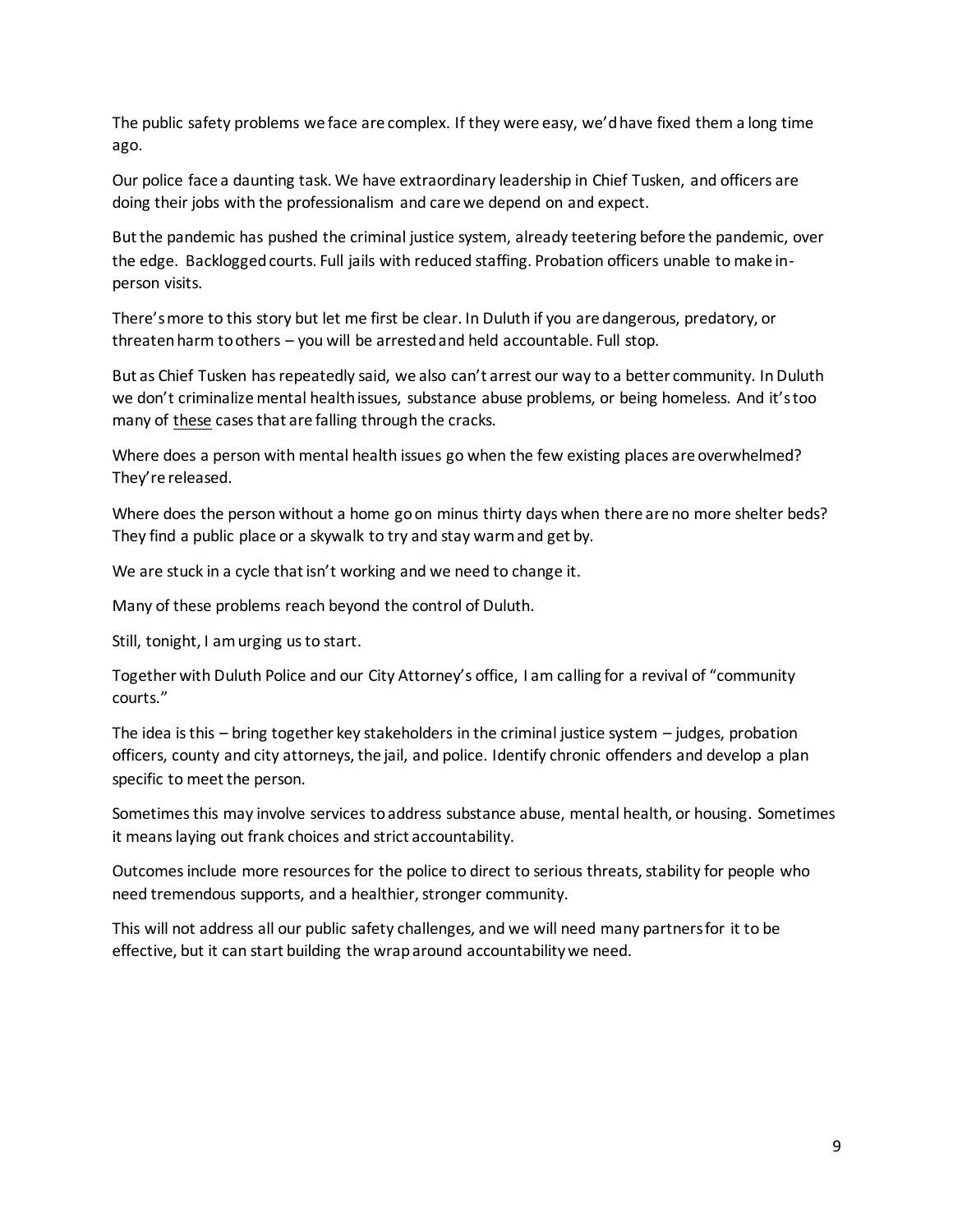The public safety problems we face are complex. If they were easy, we'd have fixed them a long time ago.

Our police face a daunting task. We have extraordinary leadership in Chief Tusken, and officers are doing their jobs with the professionalism and care we depend on and expect.

But the pandemic has pushed the criminal justice system, already teetering before the pandemic, over the edge. Backlogged courts. Full jails with reduced staffing. Probation officers unable to make in-person visits.

There's more to this story but let me first be clear. In Duluth if you are dangerous, predatory, or threaten harm to others – you will be arrested and held accountable. Full stop.

But as Chief Tusken has repeatedly said, we also can't arrest our way to a better community. In Duluth we don't criminalize mental health issues, substance abuse problems, or being homeless. And it's too many of <u>these</u> cases that are falling through the cracks.

Where does a person with mental health issues go when the few existing places are overwhelmed? They're released.

Where does the person without a home go on minus thirty days when there are no more shelter beds? They find a public place or a skywalk to try and stay warm and get by.

We are stuck in a cycle that isn't working and we need to change it.

Many of these problems reach beyond the control of Duluth.

Still, tonight, I am urging us to start.

Together with Duluth Police and our City Attorney's office, I am calling for a revival of "community courts."

The idea is this – bring together key stakeholders in the criminal justice system – judges, probation officers, county and city attorneys, the jail, and police. Identify chronic offenders and develop a plan specific to meet the person.

Sometimes this may involve services to address substance abuse, mental health, or housing. Sometimes it means laying out frank choices and strict accountability.

Outcomes include more resources for the police to direct to serious threats, stability for people who need tremendous supports, and a healthier, stronger community.

This will not address all our public safety challenges, and we will need many partners for it to be effective, but it can start building the wrap around accountability we need.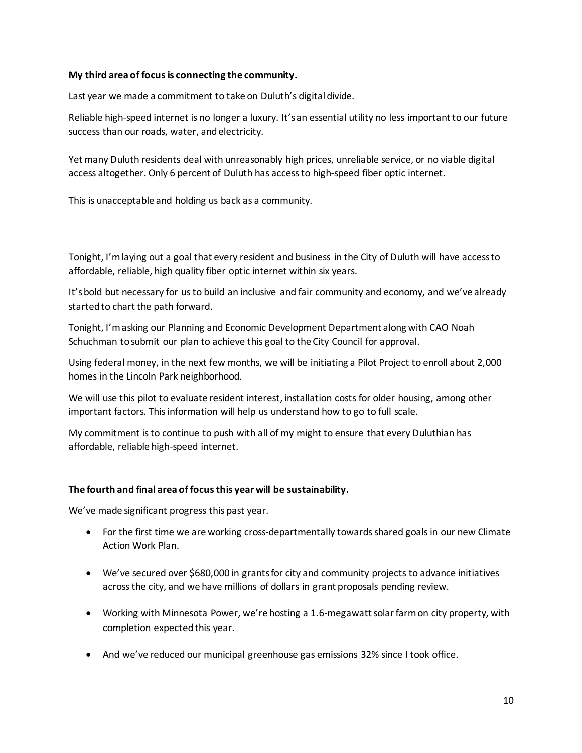**My third area of focus is connecting the community.**

Last year we made a commitment to take on Duluth's digital divide.

Reliable high-speed internet is no longer a luxury. It's an essential utility no less important to our future success than our roads, water, and electricity.

Yet many Duluth residents deal with unreasonably high prices, unreliable service, or no viable digital access altogether. Only 6 percent of Duluth has access to high-speed fiber optic internet.

This is unacceptable and holding us back as a community.

Tonight, I'm laying out a goal that every resident and business in the City of Duluth will have access to affordable, reliable, high quality fiber optic internet within six years.

It's bold but necessary for us to build an inclusive and fair community and economy, and we've already started to chart the path forward.

Tonight, I'm asking our Planning and Economic Development Department along with CAO Noah Schuchman to submit our plan to achieve this goal to the City Council for approval.

Using federal money, in the next few months, we will be initiating a Pilot Project to enroll about 2,000 homes in the Lincoln Park neighborhood.

We will use this pilot to evaluate resident interest, installation costs for older housing, among other important factors. This information will help us understand how to go to full scale.

My commitment is to continue to push with all of my might to ensure that every Duluthian has affordable, reliable high-speed internet.

**The fourth and final area of focus this year will be sustainability.**

We've made significant progress this past year.

- For the first time we are working cross-departmentally towards shared goals in our new Climate Action Work Plan.
- We've secured over $680,000 in grants for city and community projects to advance initiatives across the city, and we have millions of dollars in grant proposals pending review.
- Working with Minnesota Power, we're hosting a 1.6-megawatt solar farm on city property, with completion expected this year.
- And we've reduced our municipal greenhouse gas emissions 32% since I took office.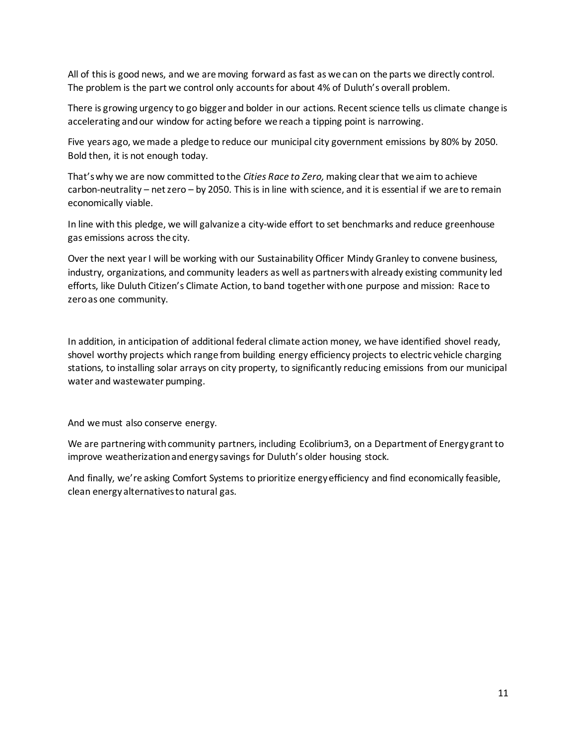All of this is good news, and we are moving forward as fast as we can on the parts we directly control. The problem is the part we control only accounts for about 4% of Duluth's overall problem.

There is growing urgency to go bigger and bolder in our actions. Recent science tells us climate change is accelerating and our window for acting before we reach a tipping point is narrowing.

Five years ago, we made a pledge to reduce our municipal city government emissions by 80% by 2050. Bold then, it is not enough today.

That's why we are now committed to the *Cities Race to Zero,* making clear that we aim to achieve carbon-neutrality – net zero – by 2050. This is in line with science, and it is essential if we are to remain economically viable.

In line with this pledge, we will galvanize a city-wide effort to set benchmarks and reduce greenhouse gas emissions across the city.

Over the next year I will be working with our Sustainability Officer Mindy Granley to convene business, industry, organizations, and community leaders as well as partners with already existing community led efforts, like Duluth Citizen's Climate Action, to band together with one purpose and mission: Race to zero as one community.

In addition, in anticipation of additional federal climate action money, we have identified shovel ready, shovel worthy projects which range from building energy efficiency projects to electric vehicle charging stations, to installing solar arrays on city property, to significantly reducing emissions from our municipal water and wastewater pumping.

And we must also conserve energy.

We are partnering with community partners, including Ecolibrium3, on a Department of Energy grant to improve weatherization and energy savings for Duluth's older housing stock.

And finally, we're asking Comfort Systems to prioritize energy efficiency and find economically feasible, clean energy alternatives to natural gas.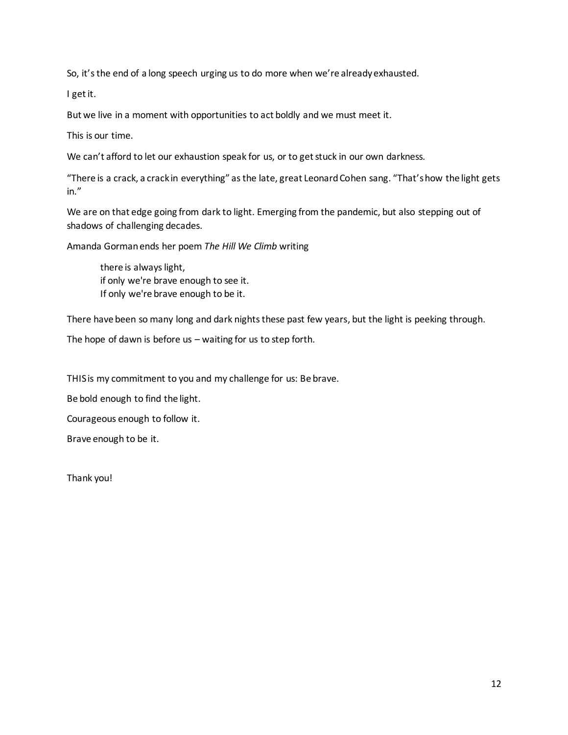So, it's the end of a long speech urging us to do more when we're already exhausted.

I get it.

But we live in a moment with opportunities to act boldly and we must meet it.

This is our time.

We can't afford to let our exhaustion speak for us, or to get stuck in our own darkness.

"There is a crack, a crack in everything" as the late, great Leonard Cohen sang. "That's how the light gets in."

We are on that edge going from dark to light. Emerging from the pandemic, but also stepping out of shadows of challenging decades.

Amanda Gorman ends her poem *The Hill We Climb* writing

> there is always light,  
> if only we're brave enough to see it.  
> If only we're brave enough to be it.

There have been so many long and dark nights these past few years, but the light is peeking through.

The hope of dawn is before us – waiting for us to step forth.

THIS is my commitment to you and my challenge for us: Be brave.

Be bold enough to find the light.

Courageous enough to follow it.

Brave enough to be it.

Thank you!